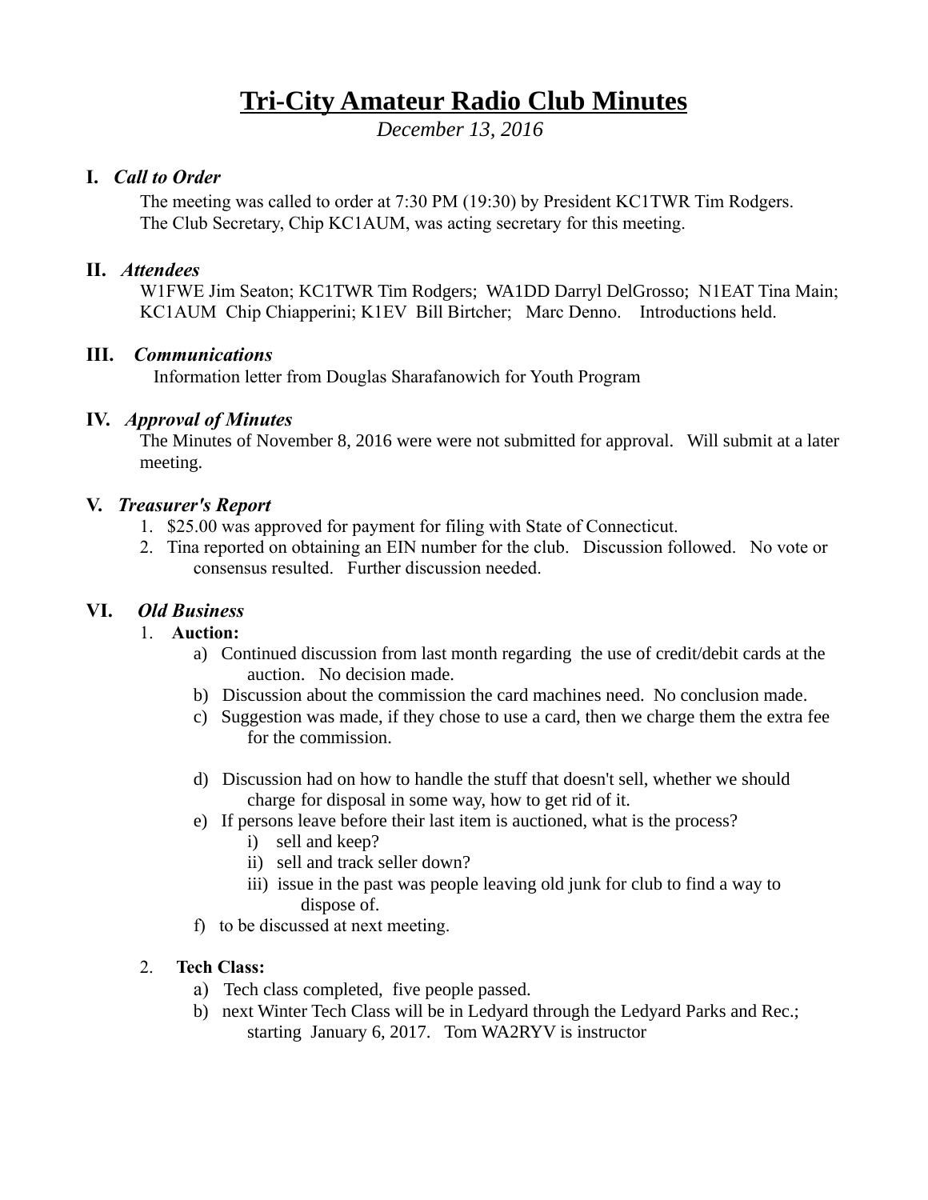# Tri-City Amateur Radio Club Minutes

*December 13, 2016*

## I. *Call to Order*

The meeting was called to order at 7:30 PM (19:30) by President KC1TWR Tim Rodgers. The Club Secretary, Chip KC1AUM, was acting secretary for this meeting.

## II. *Attendees*

W1FWE Jim Seaton; KC1TWR Tim Rodgers; WA1DD Darryl DelGrosso; N1EAT Tina Main; KC1AUM Chip Chiapperini; K1EV Bill Birtcher; Marc Denno. Introductions held.

## III. *Communications*

Information letter from Douglas Sharafanowich for Youth Program

## IV. *Approval of Minutes*

The Minutes of November 8, 2016 were were not submitted for approval. Will submit at a later meeting.

## V. *Treasurer's Report*

1. $25.00 was approved for payment for filing with State of Connecticut.
2. Tina reported on obtaining an EIN number for the club. Discussion followed. No vote or consensus resulted. Further discussion needed.

## VI. *Old Business*

1. **Auction:**
   - a) Continued discussion from last month regarding the use of credit/debit cards at the auction. No decision made.
   - b) Discussion about the commission the card machines need. No conclusion made.
   - c) Suggestion was made, if they chose to use a card, then we charge them the extra fee for the commission.
   - d) Discussion had on how to handle the stuff that doesn't sell, whether we should charge for disposal in some way, how to get rid of it.
   - e) If persons leave before their last item is auctioned, what is the process?
     - i) sell and keep?
     - ii) sell and track seller down?
     - iii) issue in the past was people leaving old junk for club to find a way to dispose of.
   - f) to be discussed at next meeting.

2. **Tech Class:**
   - a) Tech class completed, five people passed.
   - b) next Winter Tech Class will be in Ledyard through the Ledyard Parks and Rec.; starting January 6, 2017. Tom WA2RYV is instructor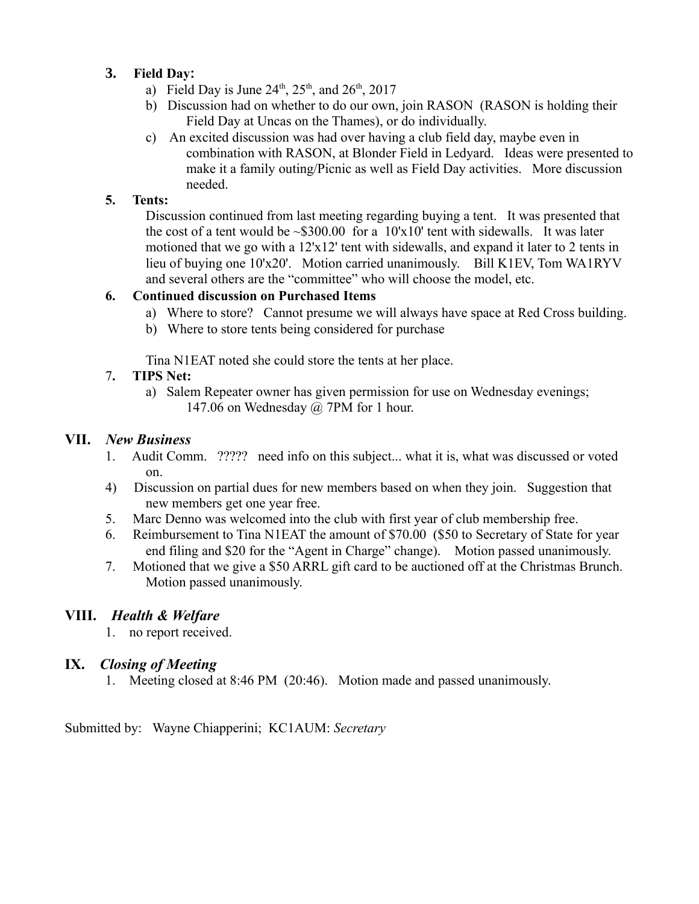**3. Field Day:**

a) Field Day is June $24^{th}$, $25^{th}$, and $26^{th}$, 2017

b) Discussion had on whether to do our own, join RASON (RASON is holding their Field Day at Uncas on the Thames), or do individually.

c) An excited discussion was had over having a club field day, maybe even in combination with RASON, at Blonder Field in Ledyard. Ideas were presented to make it a family outing/Picnic as well as Field Day activities. More discussion needed.

**5. Tents:**

Discussion continued from last meeting regarding buying a tent. It was presented that the cost of a tent would be ~$300.00 for a 10'x10' tent with sidewalls. It was later motioned that we go with a 12'x12' tent with sidewalls, and expand it later to 2 tents in lieu of buying one 10'x20'. Motion carried unanimously. Bill K1EV, Tom WA1RYV and several others are the "committee" who will choose the model, etc.

**6. Continued discussion on Purchased Items**

a) Where to store? Cannot presume we will always have space at Red Cross building.

b) Where to store tents being considered for purchase

Tina N1EAT noted she could store the tents at her place.

**7. TIPS Net:**

a) Salem Repeater owner has given permission for use on Wednesday evenings; 147.06 on Wednesday @ 7PM for 1 hour.

## VII. *New Business*

1. Audit Comm. ????? need info on this subject... what it is, what was discussed or voted on.

4) Discussion on partial dues for new members based on when they join. Suggestion that new members get one year free.

5. Marc Denno was welcomed into the club with first year of club membership free.

6. Reimbursement to Tina N1EAT the amount of $70.00 ($50 to Secretary of State for year end filing and $20 for the "Agent in Charge" change). Motion passed unanimously.

7. Motioned that we give a $50 ARRL gift card to be auctioned off at the Christmas Brunch. Motion passed unanimously.

## VIII. *Health & Welfare*

1. no report received.

## IX. *Closing of Meeting*

1. Meeting closed at 8:46 PM (20:46). Motion made and passed unanimously.

Submitted by: Wayne Chiapperini; KC1AUM: *Secretary*